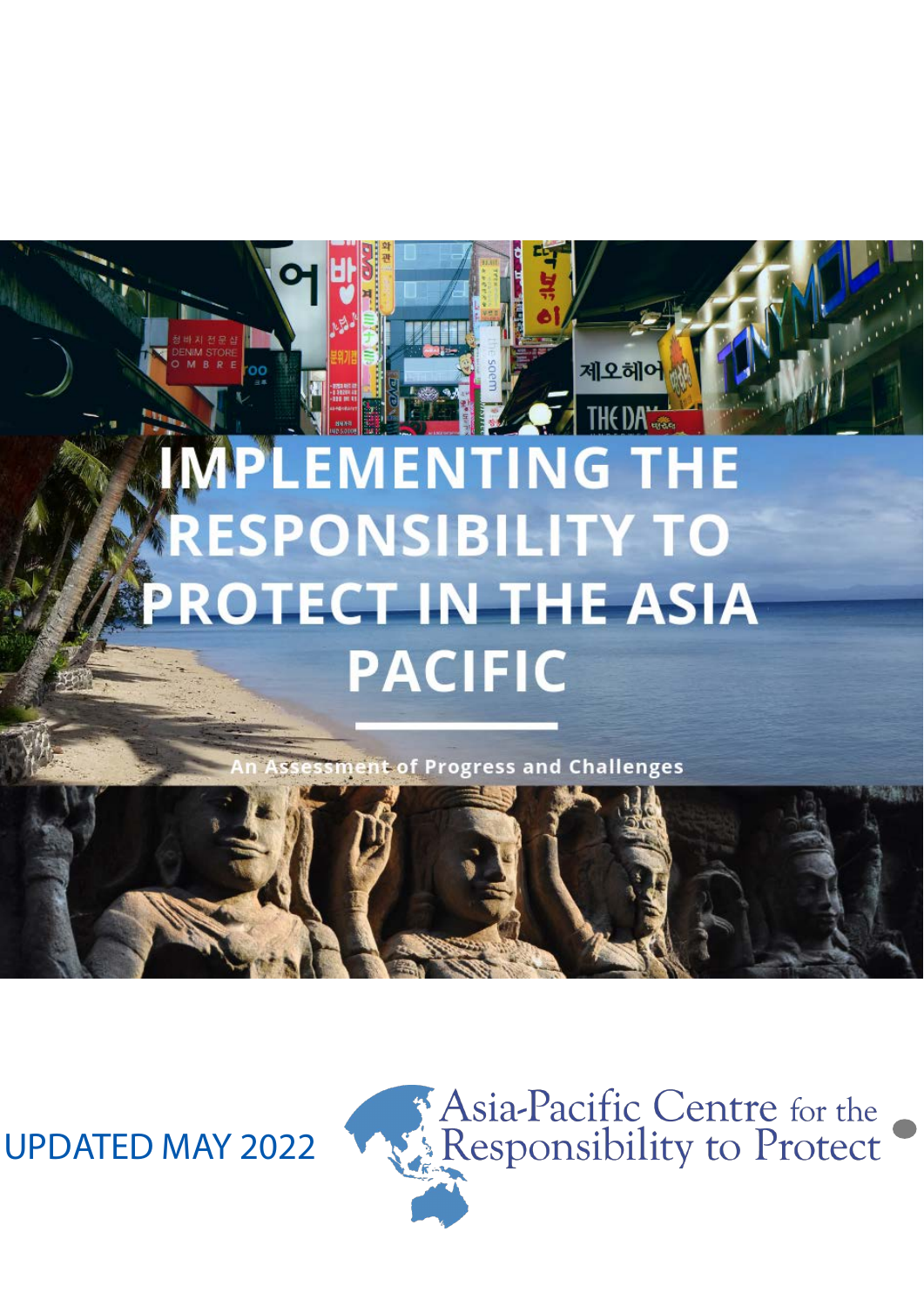# IMPLEMENTING THE RESPONSIBILITY TO PROTECT IN THE ASIA PACIFIC

An Assessment of Progress and Challenges

UPDATED MAY 2022

Asia-Pacific Centre for the Responsibility to Protect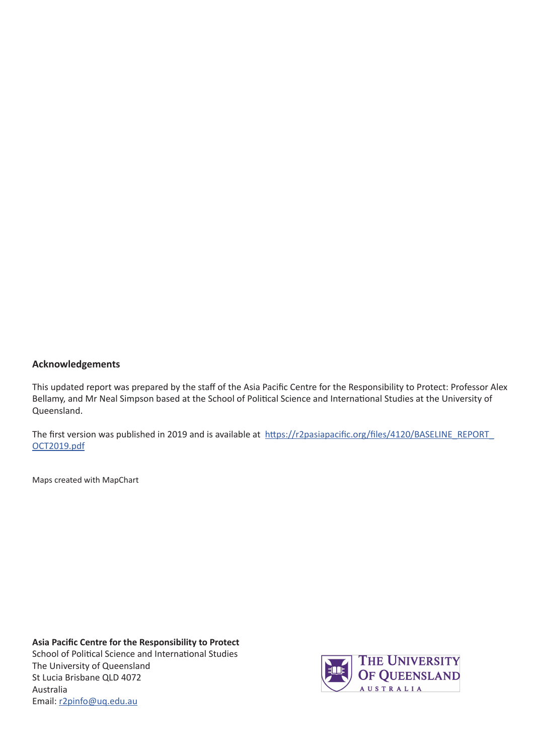## Acknowledgements

This updated report was prepared by the staff of the Asia Pacific Centre for the Responsibility to Protect: Professor Alex Bellamy, and Mr Neal Simpson based at the School of Political Science and International Studies at the University of Queensland.

The first version was published in 2019 and is available at [https://r2pasiapacific.org/files/4120/BASELINE_REPORT_OCT2019.pdf](https://r2pasiapacific.org/files/4120/BASELINE_REPORT_OCT2019.pdf)

Maps created with MapChart

**Asia Pacific Centre for the Responsibility to Protect**
School of Political Science and International Studies
The University of Queensland
St Lucia Brisbane QLD 4072
Australia
Email: [r2pinfo@uq.edu.au](mailto:r2pinfo@uq.edu.au)

THE UNIVERSITY OF QUEENSLAND
AUSTRALIA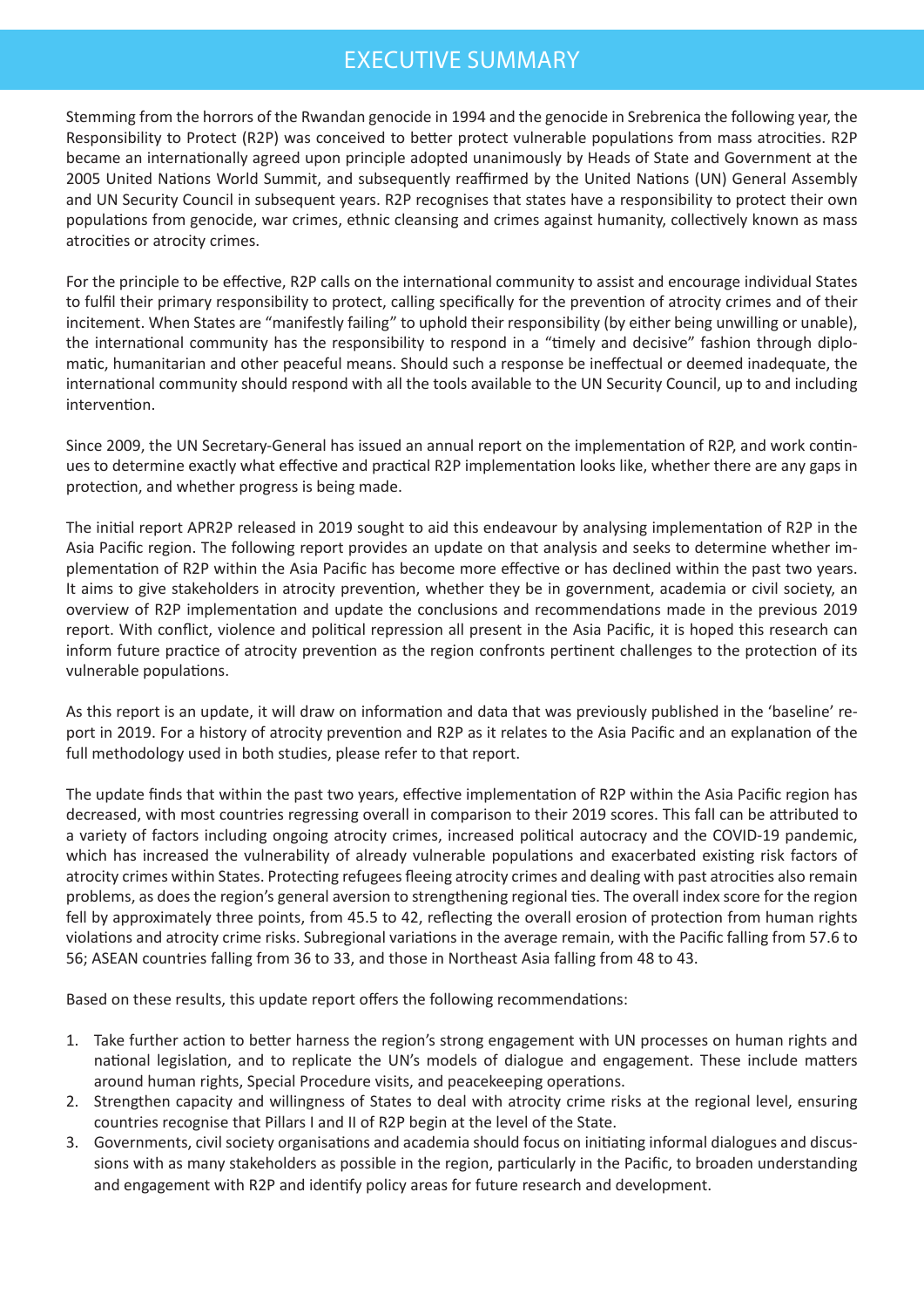# EXECUTIVE SUMMARY

Stemming from the horrors of the Rwandan genocide in 1994 and the genocide in Srebrenica the following year, the Responsibility to Protect (R2P) was conceived to better protect vulnerable populations from mass atrocities. R2P became an internationally agreed upon principle adopted unanimously by Heads of State and Government at the 2005 United Nations World Summit, and subsequently reaffirmed by the United Nations (UN) General Assembly and UN Security Council in subsequent years. R2P recognises that states have a responsibility to protect their own populations from genocide, war crimes, ethnic cleansing and crimes against humanity, collectively known as mass atrocities or atrocity crimes.

For the principle to be effective, R2P calls on the international community to assist and encourage individual States to fulfil their primary responsibility to protect, calling specifically for the prevention of atrocity crimes and of their incitement. When States are "manifestly failing" to uphold their responsibility (by either being unwilling or unable), the international community has the responsibility to respond in a "timely and decisive" fashion through diplomatic, humanitarian and other peaceful means. Should such a response be ineffectual or deemed inadequate, the international community should respond with all the tools available to the UN Security Council, up to and including intervention.

Since 2009, the UN Secretary-General has issued an annual report on the implementation of R2P, and work continues to determine exactly what effective and practical R2P implementation looks like, whether there are any gaps in protection, and whether progress is being made.

The initial report APR2P released in 2019 sought to aid this endeavour by analysing implementation of R2P in the Asia Pacific region. The following report provides an update on that analysis and seeks to determine whether implementation of R2P within the Asia Pacific has become more effective or has declined within the past two years. It aims to give stakeholders in atrocity prevention, whether they be in government, academia or civil society, an overview of R2P implementation and update the conclusions and recommendations made in the previous 2019 report. With conflict, violence and political repression all present in the Asia Pacific, it is hoped this research can inform future practice of atrocity prevention as the region confronts pertinent challenges to the protection of its vulnerable populations.

As this report is an update, it will draw on information and data that was previously published in the 'baseline' report in 2019. For a history of atrocity prevention and R2P as it relates to the Asia Pacific and an explanation of the full methodology used in both studies, please refer to that report.

The update finds that within the past two years, effective implementation of R2P within the Asia Pacific region has decreased, with most countries regressing overall in comparison to their 2019 scores. This fall can be attributed to a variety of factors including ongoing atrocity crimes, increased political autocracy and the COVID-19 pandemic, which has increased the vulnerability of already vulnerable populations and exacerbated existing risk factors of atrocity crimes within States. Protecting refugees fleeing atrocity crimes and dealing with past atrocities also remain problems, as does the region's general aversion to strengthening regional ties. The overall index score for the region fell by approximately three points, from 45.5 to 42, reflecting the overall erosion of protection from human rights violations and atrocity crime risks. Subregional variations in the average remain, with the Pacific falling from 57.6 to 56; ASEAN countries falling from 36 to 33, and those in Northeast Asia falling from 48 to 43.

Based on these results, this update report offers the following recommendations:

1. Take further action to better harness the region's strong engagement with UN processes on human rights and national legislation, and to replicate the UN's models of dialogue and engagement. These include matters around human rights, Special Procedure visits, and peacekeeping operations.
2. Strengthen capacity and willingness of States to deal with atrocity crime risks at the regional level, ensuring countries recognise that Pillars I and II of R2P begin at the level of the State.
3. Governments, civil society organisations and academia should focus on initiating informal dialogues and discussions with as many stakeholders as possible in the region, particularly in the Pacific, to broaden understanding and engagement with R2P and identify policy areas for future research and development.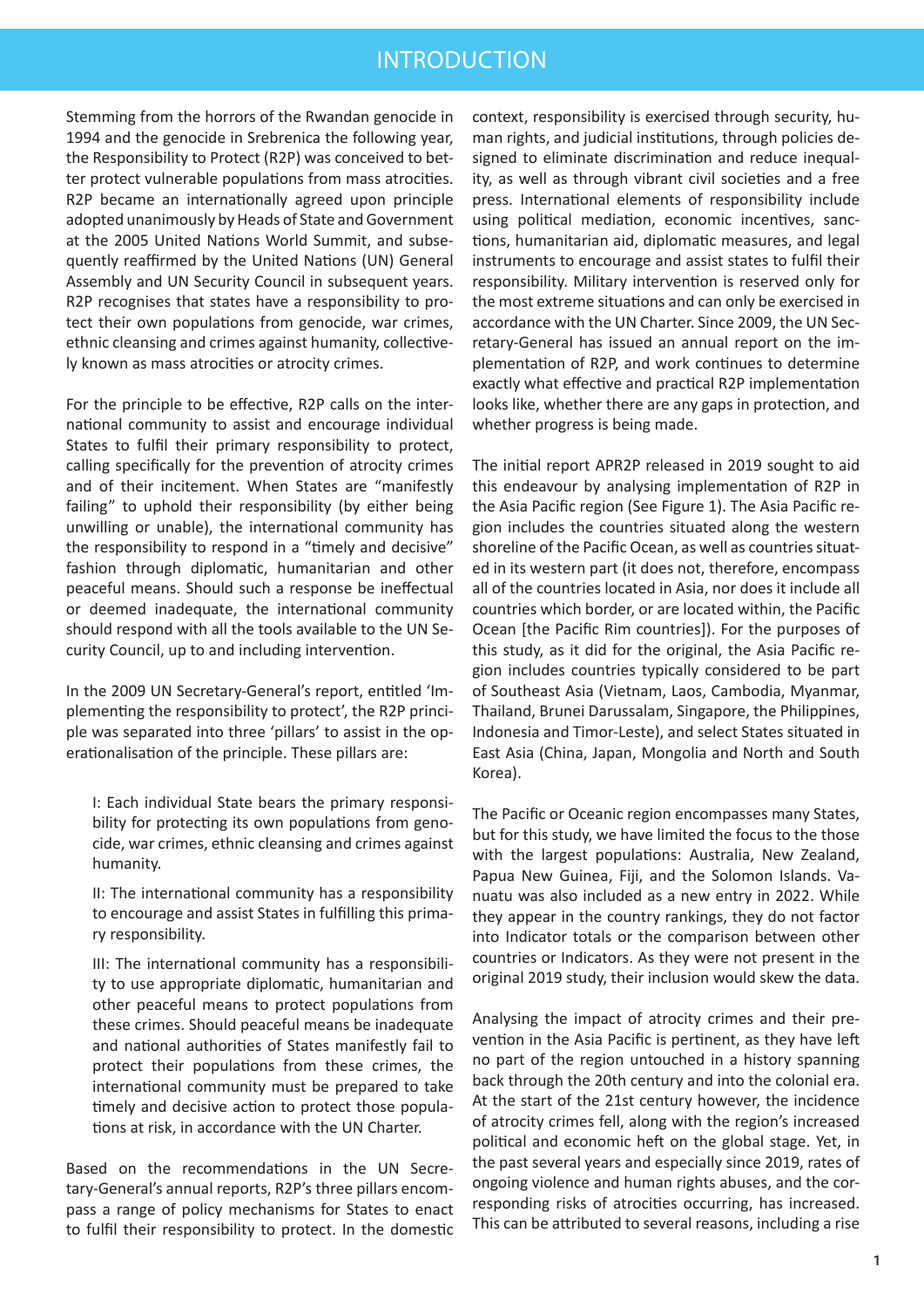# INTRODUCTION

Stemming from the horrors of the Rwandan genocide in 1994 and the genocide in Srebrenica the following year, the Responsibility to Protect (R2P) was conceived to better protect vulnerable populations from mass atrocities. R2P became an internationally agreed upon principle adopted unanimously by Heads of State and Government at the 2005 United Nations World Summit, and subsequently reaffirmed by the United Nations (UN) General Assembly and UN Security Council in subsequent years. R2P recognises that states have a responsibility to protect their own populations from genocide, war crimes, ethnic cleansing and crimes against humanity, collectively known as mass atrocities or atrocity crimes.

For the principle to be effective, R2P calls on the international community to assist and encourage individual States to fulfil their primary responsibility to protect, calling specifically for the prevention of atrocity crimes and of their incitement. When States are "manifestly failing" to uphold their responsibility (by either being unwilling or unable), the international community has the responsibility to respond in a "timely and decisive" fashion through diplomatic, humanitarian and other peaceful means. Should such a response be ineffectual or deemed inadequate, the international community should respond with all the tools available to the UN Security Council, up to and including intervention.

In the 2009 UN Secretary-General's report, entitled 'Implementing the responsibility to protect', the R2P principle was separated into three 'pillars' to assist in the operationalisation of the principle. These pillars are:

> I: Each individual State bears the primary responsibility for protecting its own populations from genocide, war crimes, ethnic cleansing and crimes against humanity.
>
> II: The international community has a responsibility to encourage and assist States in fulfilling this primary responsibility.
>
> III: The international community has a responsibility to use appropriate diplomatic, humanitarian and other peaceful means to protect populations from these crimes. Should peaceful means be inadequate and national authorities of States manifestly fail to protect their populations from these crimes, the international community must be prepared to take timely and decisive action to protect those populations at risk, in accordance with the UN Charter.

Based on the recommendations in the UN Secretary-General's annual reports, R2P's three pillars encompass a range of policy mechanisms for States to enact to fulfil their responsibility to protect. In the domestic context, responsibility is exercised through security, human rights, and judicial institutions, through policies designed to eliminate discrimination and reduce inequality, as well as through vibrant civil societies and a free press. International elements of responsibility include using political mediation, economic incentives, sanctions, humanitarian aid, diplomatic measures, and legal instruments to encourage and assist states to fulfil their responsibility. Military intervention is reserved only for the most extreme situations and can only be exercised in accordance with the UN Charter. Since 2009, the UN Secretary-General has issued an annual report on the implementation of R2P, and work continues to determine exactly what effective and practical R2P implementation looks like, whether there are any gaps in protection, and whether progress is being made.

The initial report APR2P released in 2019 sought to aid this endeavour by analysing implementation of R2P in the Asia Pacific region (See Figure 1). The Asia Pacific region includes the countries situated along the western shoreline of the Pacific Ocean, as well as countries situated in its western part (it does not, therefore, encompass all of the countries located in Asia, nor does it include all countries which border, or are located within, the Pacific Ocean [the Pacific Rim countries]). For the purposes of this study, as it did for the original, the Asia Pacific region includes countries typically considered to be part of Southeast Asia (Vietnam, Laos, Cambodia, Myanmar, Thailand, Brunei Darussalam, Singapore, the Philippines, Indonesia and Timor-Leste), and select States situated in East Asia (China, Japan, Mongolia and North and South Korea).

The Pacific or Oceanic region encompasses many States, but for this study, we have limited the focus to the those with the largest populations: Australia, New Zealand, Papua New Guinea, Fiji, and the Solomon Islands. Vanuatu was also included as a new entry in 2022. While they appear in the country rankings, they do not factor into Indicator totals or the comparison between other countries or Indicators. As they were not present in the original 2019 study, their inclusion would skew the data.

Analysing the impact of atrocity crimes and their prevention in the Asia Pacific is pertinent, as they have left no part of the region untouched in a history spanning back through the 20th century and into the colonial era. At the start of the 21st century however, the incidence of atrocity crimes fell, along with the region's increased political and economic heft on the global stage. Yet, in the past several years and especially since 2019, rates of ongoing violence and human rights abuses, and the corresponding risks of atrocities occurring, has increased. This can be attributed to several reasons, including a rise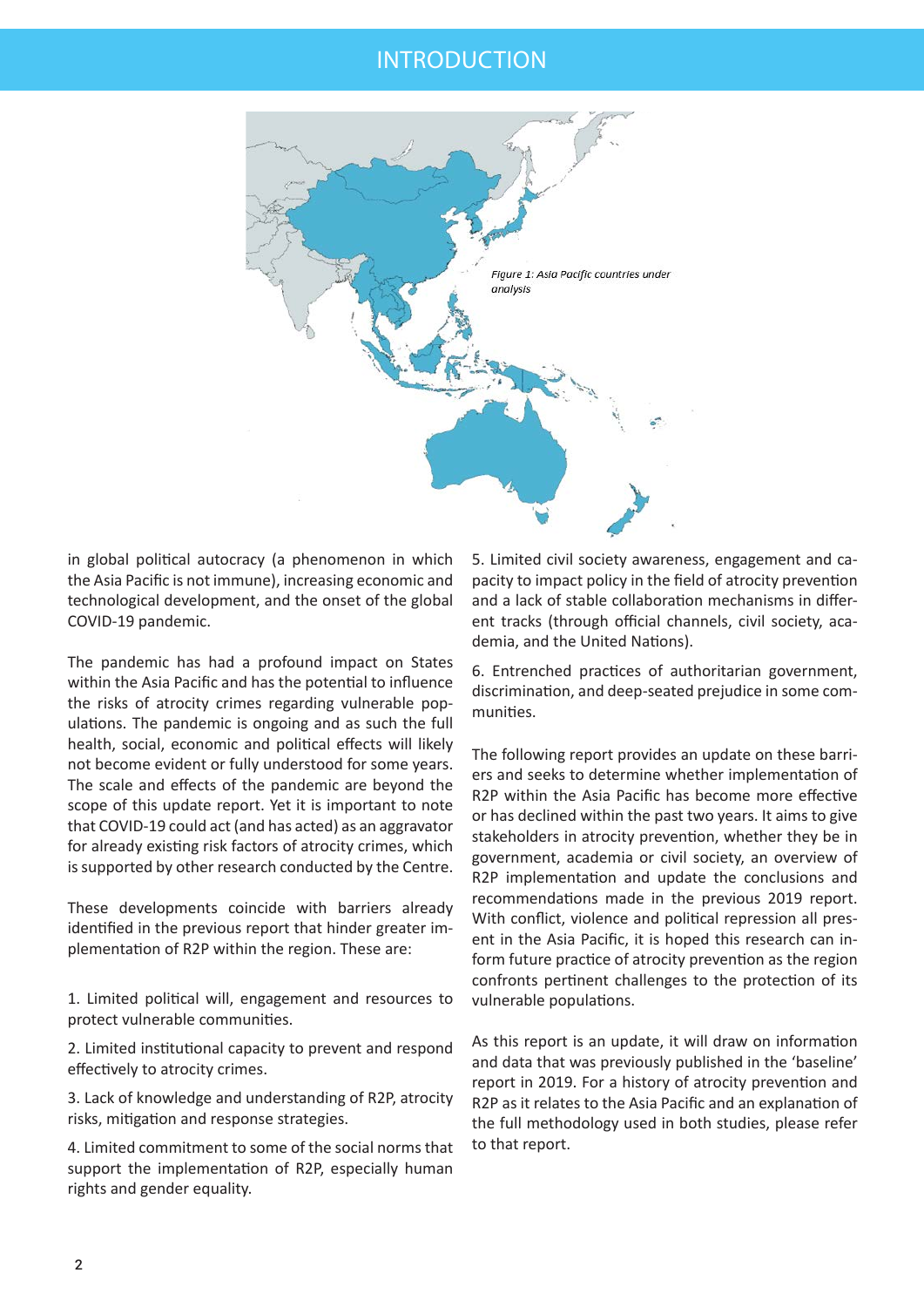# INTRODUCTION

*Figure 1: Asia Pacific countries under analysis*

in global political autocracy (a phenomenon in which the Asia Pacific is not immune), increasing economic and technological development, and the onset of the global COVID-19 pandemic.

The pandemic has had a profound impact on States within the Asia Pacific and has the potential to influence the risks of atrocity crimes regarding vulnerable populations. The pandemic is ongoing and as such the full health, social, economic and political effects will likely not become evident or fully understood for some years. The scale and effects of the pandemic are beyond the scope of this update report. Yet it is important to note that COVID-19 could act (and has acted) as an aggravator for already existing risk factors of atrocity crimes, which is supported by other research conducted by the Centre.

These developments coincide with barriers already identified in the previous report that hinder greater implementation of R2P within the region. These are:

1. Limited political will, engagement and resources to protect vulnerable communities.

2. Limited institutional capacity to prevent and respond effectively to atrocity crimes.

3. Lack of knowledge and understanding of R2P, atrocity risks, mitigation and response strategies.

4. Limited commitment to some of the social norms that support the implementation of R2P, especially human rights and gender equality.

5. Limited civil society awareness, engagement and capacity to impact policy in the field of atrocity prevention and a lack of stable collaboration mechanisms in different tracks (through official channels, civil society, academia, and the United Nations).

6. Entrenched practices of authoritarian government, discrimination, and deep-seated prejudice in some communities.

The following report provides an update on these barriers and seeks to determine whether implementation of R2P within the Asia Pacific has become more effective or has declined within the past two years. It aims to give stakeholders in atrocity prevention, whether they be in government, academia or civil society, an overview of R2P implementation and update the conclusions and recommendations made in the previous 2019 report. With conflict, violence and political repression all present in the Asia Pacific, it is hoped this research can inform future practice of atrocity prevention as the region confronts pertinent challenges to the protection of its vulnerable populations.

As this report is an update, it will draw on information and data that was previously published in the 'baseline' report in 2019. For a history of atrocity prevention and R2P as it relates to the Asia Pacific and an explanation of the full methodology used in both studies, please refer to that report.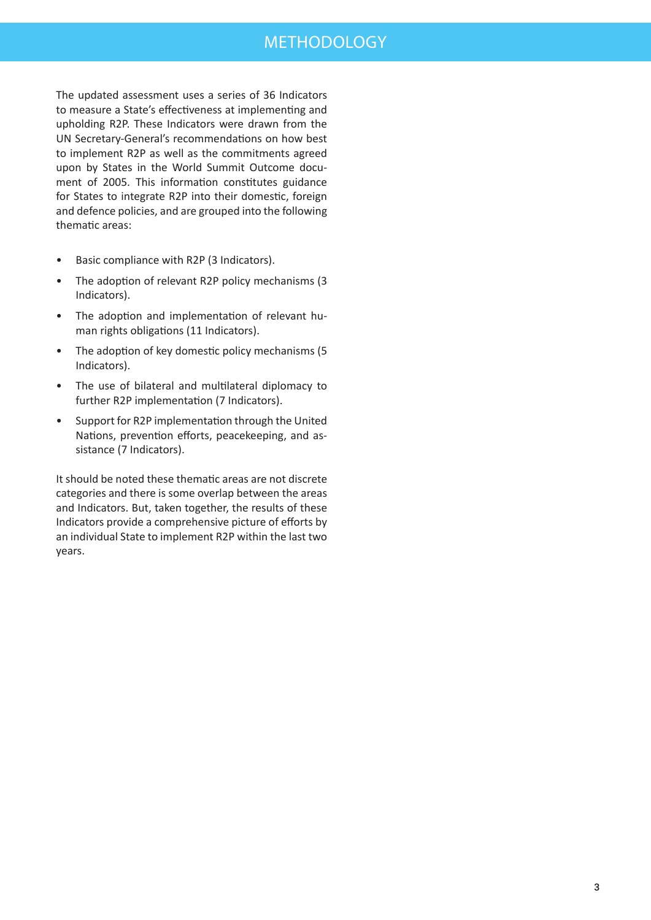# METHODOLOGY

The updated assessment uses a series of 36 Indicators to measure a State's effectiveness at implementing and upholding R2P. These Indicators were drawn from the UN Secretary-General's recommendations on how best to implement R2P as well as the commitments agreed upon by States in the World Summit Outcome document of 2005. This information constitutes guidance for States to integrate R2P into their domestic, foreign and defence policies, and are grouped into the following thematic areas:

- Basic compliance with R2P (3 Indicators).
- The adoption of relevant R2P policy mechanisms (3 Indicators).
- The adoption and implementation of relevant human rights obligations (11 Indicators).
- The adoption of key domestic policy mechanisms (5 Indicators).
- The use of bilateral and multilateral diplomacy to further R2P implementation (7 Indicators).
- Support for R2P implementation through the United Nations, prevention efforts, peacekeeping, and assistance (7 Indicators).

It should be noted these thematic areas are not discrete categories and there is some overlap between the areas and Indicators. But, taken together, the results of these Indicators provide a comprehensive picture of efforts by an individual State to implement R2P within the last two years.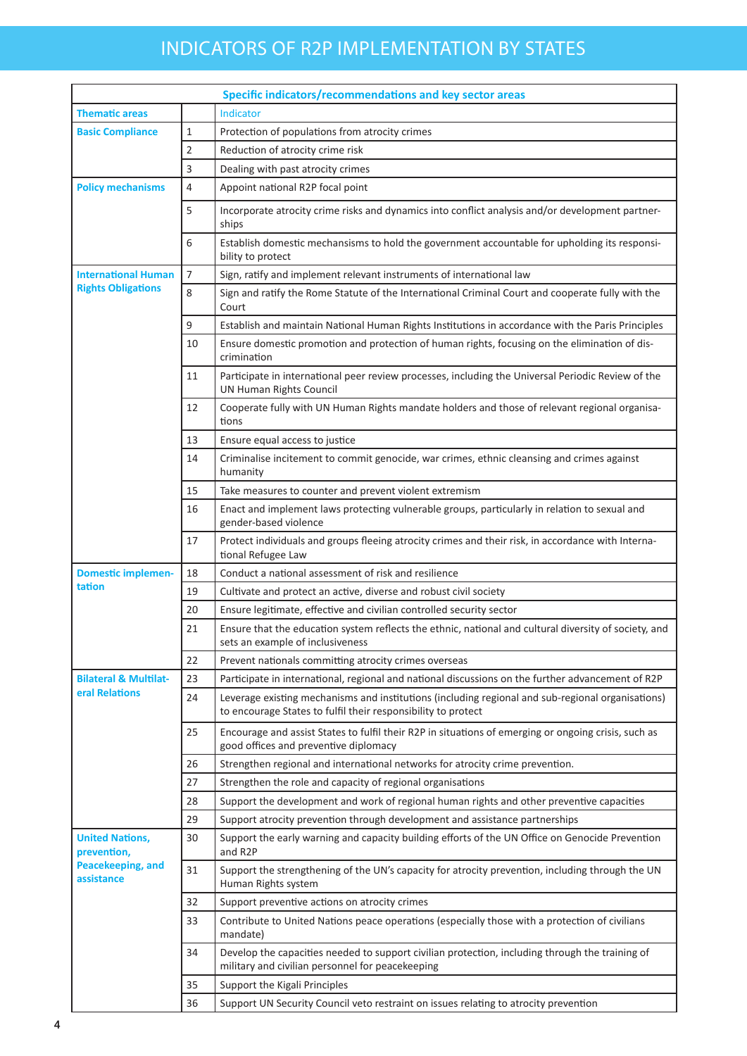# INDICATORS OF R2P IMPLEMENTATION BY STATES

| Specific indicators/recommendations and key sector areas | | |
|---|---|---|
| **Thematic areas** | | Indicator |
| **Basic Compliance** | 1 | Protection of populations from atrocity crimes |
| | 2 | Reduction of atrocity crime risk |
| | 3 | Dealing with past atrocity crimes |
| **Policy mechanisms** | 4 | Appoint national R2P focal point |
| | 5 | Incorporate atrocity crime risks and dynamics into conflict analysis and/or development partnerships |
| | 6 | Establish domestic mechanisms to hold the government accountable for upholding its responsibility to protect |
| **International Human Rights Obligations** | 7 | Sign, ratify and implement relevant instruments of international law |
| | 8 | Sign and ratify the Rome Statute of the International Criminal Court and cooperate fully with the Court |
| | 9 | Establish and maintain National Human Rights Institutions in accordance with the Paris Principles |
| | 10 | Ensure domestic promotion and protection of human rights, focusing on the elimination of discrimination |
| | 11 | Participate in international peer review processes, including the Universal Periodic Review of the UN Human Rights Council |
| | 12 | Cooperate fully with UN Human Rights mandate holders and those of relevant regional organisations |
| | 13 | Ensure equal access to justice |
| | 14 | Criminalise incitement to commit genocide, war crimes, ethnic cleansing and crimes against humanity |
| | 15 | Take measures to counter and prevent violent extremism |
| | 16 | Enact and implement laws protecting vulnerable groups, particularly in relation to sexual and gender-based violence |
| | 17 | Protect individuals and groups fleeing atrocity crimes and their risk, in accordance with International Refugee Law |
| **Domestic implementation** | 18 | Conduct a national assessment of risk and resilience |
| | 19 | Cultivate and protect an active, diverse and robust civil society |
| | 20 | Ensure legitimate, effective and civilian controlled security sector |
| | 21 | Ensure that the education system reflects the ethnic, national and cultural diversity of society, and sets an example of inclusiveness |
| | 22 | Prevent nationals committing atrocity crimes overseas |
| **Bilateral & Multilateral Relations** | 23 | Participate in international, regional and national discussions on the further advancement of R2P |
| | 24 | Leverage existing mechanisms and institutions (including regional and sub-regional organisations) to encourage States to fulfil their responsibility to protect |
| | 25 | Encourage and assist States to fulfil their R2P in situations of emerging or ongoing crisis, such as good offices and preventive diplomacy |
| | 26 | Strengthen regional and international networks for atrocity crime prevention. |
| | 27 | Strengthen the role and capacity of regional organisations |
| | 28 | Support the development and work of regional human rights and other preventive capacities |
| | 29 | Support atrocity prevention through development and assistance partnerships |
| **United Nations, prevention, Peacekeeping, and assistance** | 30 | Support the early warning and capacity building efforts of the UN Office on Genocide Prevention and R2P |
| | 31 | Support the strengthening of the UN's capacity for atrocity prevention, including through the UN Human Rights system |
| | 32 | Support preventive actions on atrocity crimes |
| | 33 | Contribute to United Nations peace operations (especially those with a protection of civilians mandate) |
| | 34 | Develop the capacities needed to support civilian protection, including through the training of military and civilian personnel for peacekeeping |
| | 35 | Support the Kigali Principles |
| | 36 | Support UN Security Council veto restraint on issues relating to atrocity prevention |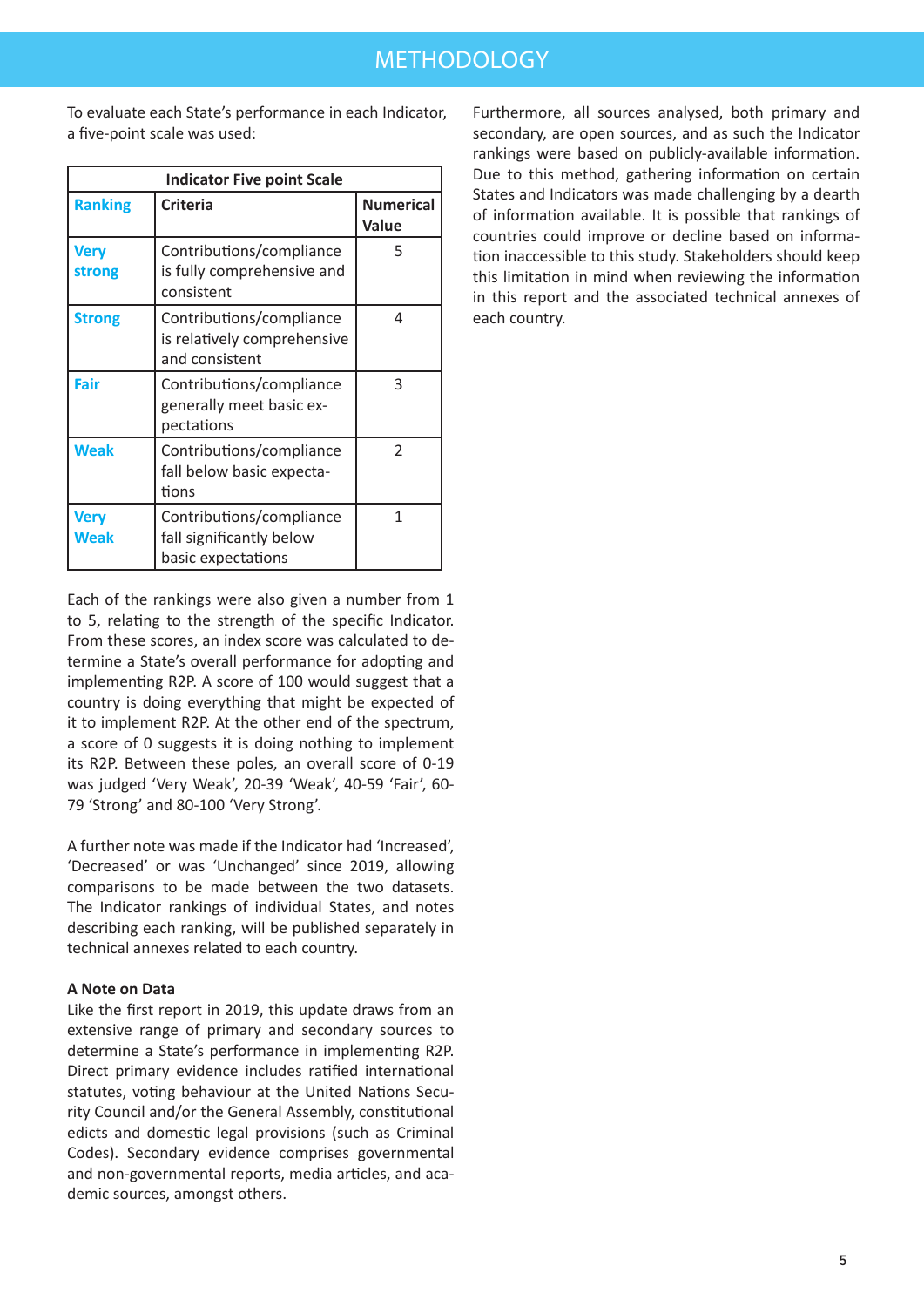# METHODOLOGY

To evaluate each State's performance in each Indicator, a five-point scale was used:

| Indicator Five point Scale | | |
|---|---|---|
| **Ranking** | **Criteria** | **Numerical Value** |
| **Very strong** | Contributions/compliance is fully comprehensive and consistent | 5 |
| **Strong** | Contributions/compliance is relatively comprehensive and consistent | 4 |
| **Fair** | Contributions/compliance generally meet basic expectations | 3 |
| **Weak** | Contributions/compliance fall below basic expectations | 2 |
| **Very Weak** | Contributions/compliance fall significantly below basic expectations | 1 |

Each of the rankings were also given a number from 1 to 5, relating to the strength of the specific Indicator. From these scores, an index score was calculated to determine a State's overall performance for adopting and implementing R2P. A score of 100 would suggest that a country is doing everything that might be expected of it to implement R2P. At the other end of the spectrum, a score of 0 suggests it is doing nothing to implement its R2P. Between these poles, an overall score of 0-19 was judged 'Very Weak', 20-39 'Weak', 40-59 'Fair', 60-79 'Strong' and 80-100 'Very Strong'.

A further note was made if the Indicator had 'Increased', 'Decreased' or was 'Unchanged' since 2019, allowing comparisons to be made between the two datasets. The Indicator rankings of individual States, and notes describing each ranking, will be published separately in technical annexes related to each country.

**A Note on Data**

Like the first report in 2019, this update draws from an extensive range of primary and secondary sources to determine a State's performance in implementing R2P. Direct primary evidence includes ratified international statutes, voting behaviour at the United Nations Security Council and/or the General Assembly, constitutional edicts and domestic legal provisions (such as Criminal Codes). Secondary evidence comprises governmental and non-governmental reports, media articles, and academic sources, amongst others.

Furthermore, all sources analysed, both primary and secondary, are open sources, and as such the Indicator rankings were based on publicly-available information. Due to this method, gathering information on certain States and Indicators was made challenging by a dearth of information available. It is possible that rankings of countries could improve or decline based on information inaccessible to this study. Stakeholders should keep this limitation in mind when reviewing the information in this report and the associated technical annexes of each country.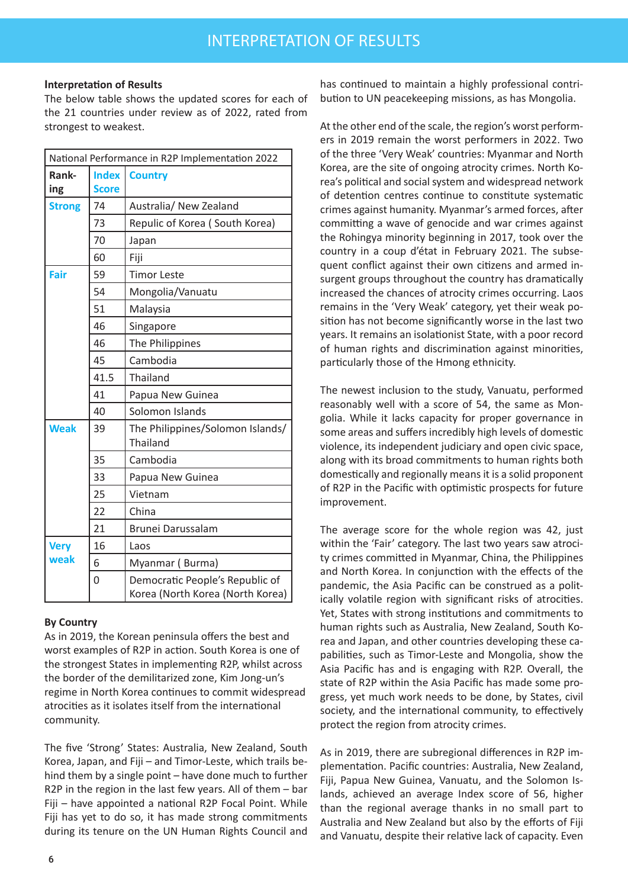## Interpretation of Results

The below table shows the updated scores for each of the 21 countries under review as of 2022, rated from strongest to weakest.

| National Performance in R2P Implementation 2022 | | |
|---|---|---|
| **Rank-ing** | **Index Score** | **Country** |
| **Strong** | 74 | Australia/ New Zealand |
| | 73 | Repulic of Korea ( South Korea) |
| | 70 | Japan |
| | 60 | Fiji |
| **Fair** | 59 | Timor Leste |
| | 54 | Mongolia/Vanuatu |
| | 51 | Malaysia |
| | 46 | Singapore |
| | 46 | The Philippines |
| | 45 | Cambodia |
| | 41.5 | Thailand |
| | 41 | Papua New Guinea |
| | 40 | Solomon Islands |
| **Weak** | 39 | The Philippines/Solomon Islands/ Thailand |
| | 35 | Cambodia |
| | 33 | Papua New Guinea |
| | 25 | Vietnam |
| | 22 | China |
| | 21 | Brunei Darussalam |
| **Very weak** | 16 | Laos |
| | 6 | Myanmar ( Burma) |
| | 0 | Democratic People's Republic of Korea (North Korea (North Korea) |

### By Country

As in 2019, the Korean peninsula offers the best and worst examples of R2P in action. South Korea is one of the strongest States in implementing R2P, whilst across the border of the demilitarized zone, Kim Jong-un's regime in North Korea continues to commit widespread atrocities as it isolates itself from the international community.

The five 'Strong' States: Australia, New Zealand, South Korea, Japan, and Fiji – and Timor-Leste, which trails behind them by a single point – have done much to further R2P in the region in the last few years. All of them – bar Fiji – have appointed a national R2P Focal Point. While Fiji has yet to do so, it has made strong commitments during its tenure on the UN Human Rights Council and has continued to maintain a highly professional contribution to UN peacekeeping missions, as has Mongolia.

At the other end of the scale, the region's worst performers in 2019 remain the worst performers in 2022. Two of the three 'Very Weak' countries: Myanmar and North Korea, are the site of ongoing atrocity crimes. North Korea's political and social system and widespread network of detention centres continue to constitute systematic crimes against humanity. Myanmar's armed forces, after committing a wave of genocide and war crimes against the Rohingya minority beginning in 2017, took over the country in a coup d'état in February 2021. The subsequent conflict against their own citizens and armed insurgent groups throughout the country has dramatically increased the chances of atrocity crimes occurring. Laos remains in the 'Very Weak' category, yet their weak position has not become significantly worse in the last two years. It remains an isolationist State, with a poor record of human rights and discrimination against minorities, particularly those of the Hmong ethnicity.

The newest inclusion to the study, Vanuatu, performed reasonably well with a score of 54, the same as Mongolia. While it lacks capacity for proper governance in some areas and suffers incredibly high levels of domestic violence, its independent judiciary and open civic space, along with its broad commitments to human rights both domestically and regionally means it is a solid proponent of R2P in the Pacific with optimistic prospects for future improvement.

The average score for the whole region was 42, just within the 'Fair' category. The last two years saw atrocity crimes committed in Myanmar, China, the Philippines and North Korea. In conjunction with the effects of the pandemic, the Asia Pacific can be construed as a politically volatile region with significant risks of atrocities. Yet, States with strong institutions and commitments to human rights such as Australia, New Zealand, South Korea and Japan, and other countries developing these capabilities, such as Timor-Leste and Mongolia, show the Asia Pacific has and is engaging with R2P. Overall, the state of R2P within the Asia Pacific has made some progress, yet much work needs to be done, by States, civil society, and the international community, to effectively protect the region from atrocity crimes.

As in 2019, there are subregional differences in R2P implementation. Pacific countries: Australia, New Zealand, Fiji, Papua New Guinea, Vanuatu, and the Solomon Islands, achieved an average Index score of 56, higher than the regional average thanks in no small part to Australia and New Zealand but also by the efforts of Fiji and Vanuatu, despite their relative lack of capacity. Even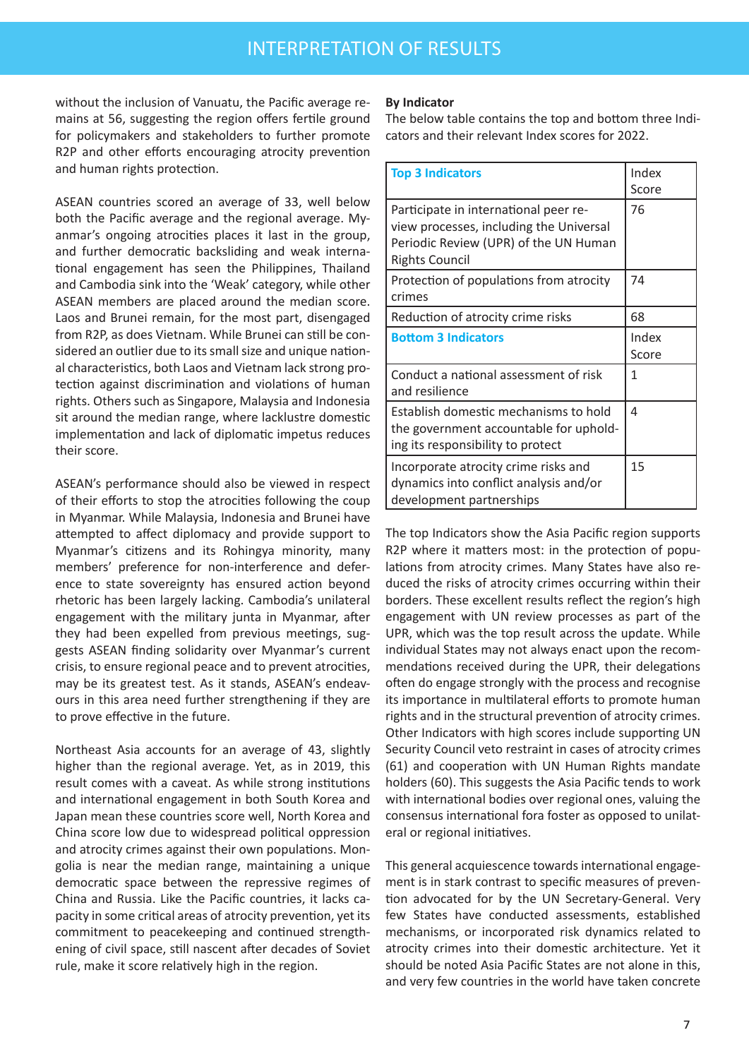without the inclusion of Vanuatu, the Pacific average remains at 56, suggesting the region offers fertile ground for policymakers and stakeholders to further promote R2P and other efforts encouraging atrocity prevention and human rights protection.

ASEAN countries scored an average of 33, well below both the Pacific average and the regional average. Myanmar's ongoing atrocities places it last in the group, and further democratic backsliding and weak international engagement has seen the Philippines, Thailand and Cambodia sink into the 'Weak' category, while other ASEAN members are placed around the median score. Laos and Brunei remain, for the most part, disengaged from R2P, as does Vietnam. While Brunei can still be considered an outlier due to its small size and unique national characteristics, both Laos and Vietnam lack strong protection against discrimination and violations of human rights. Others such as Singapore, Malaysia and Indonesia sit around the median range, where lacklustre domestic implementation and lack of diplomatic impetus reduces their score.

ASEAN's performance should also be viewed in respect of their efforts to stop the atrocities following the coup in Myanmar. While Malaysia, Indonesia and Brunei have attempted to affect diplomacy and provide support to Myanmar's citizens and its Rohingya minority, many members' preference for non-interference and deference to state sovereignty has ensured action beyond rhetoric has been largely lacking. Cambodia's unilateral engagement with the military junta in Myanmar, after they had been expelled from previous meetings, suggests ASEAN finding solidarity over Myanmar's current crisis, to ensure regional peace and to prevent atrocities, may be its greatest test. As it stands, ASEAN's endeavours in this area need further strengthening if they are to prove effective in the future.

Northeast Asia accounts for an average of 43, slightly higher than the regional average. Yet, as in 2019, this result comes with a caveat. As while strong institutions and international engagement in both South Korea and Japan mean these countries score well, North Korea and China score low due to widespread political oppression and atrocity crimes against their own populations. Mongolia is near the median range, maintaining a unique democratic space between the repressive regimes of China and Russia. Like the Pacific countries, it lacks capacity in some critical areas of atrocity prevention, yet its commitment to peacekeeping and continued strengthening of civil space, still nascent after decades of Soviet rule, make it score relatively high in the region.

**By Indicator**

The below table contains the top and bottom three Indicators and their relevant Index scores for 2022.

| **Top 3 Indicators** | Index Score |
|---|---|
| Participate in international peer review processes, including the Universal Periodic Review (UPR) of the UN Human Rights Council | 76 |
| Protection of populations from atrocity crimes | 74 |
| Reduction of atrocity crime risks | 68 |
| **Bottom 3 Indicators** | Index Score |
| Conduct a national assessment of risk and resilience | 1 |
| Establish domestic mechanisms to hold the government accountable for upholding its responsibility to protect | 4 |
| Incorporate atrocity crime risks and dynamics into conflict analysis and/or development partnerships | 15 |

The top Indicators show the Asia Pacific region supports R2P where it matters most: in the protection of populations from atrocity crimes. Many States have also reduced the risks of atrocity crimes occurring within their borders. These excellent results reflect the region's high engagement with UN review processes as part of the UPR, which was the top result across the update. While individual States may not always enact upon the recommendations received during the UPR, their delegations often do engage strongly with the process and recognise its importance in multilateral efforts to promote human rights and in the structural prevention of atrocity crimes. Other Indicators with high scores include supporting UN Security Council veto restraint in cases of atrocity crimes (61) and cooperation with UN Human Rights mandate holders (60). This suggests the Asia Pacific tends to work with international bodies over regional ones, valuing the consensus international fora foster as opposed to unilateral or regional initiatives.

This general acquiescence towards international engagement is in stark contrast to specific measures of prevention advocated for by the UN Secretary-General. Very few States have conducted assessments, established mechanisms, or incorporated risk dynamics related to atrocity crimes into their domestic architecture. Yet it should be noted Asia Pacific States are not alone in this, and very few countries in the world have taken concrete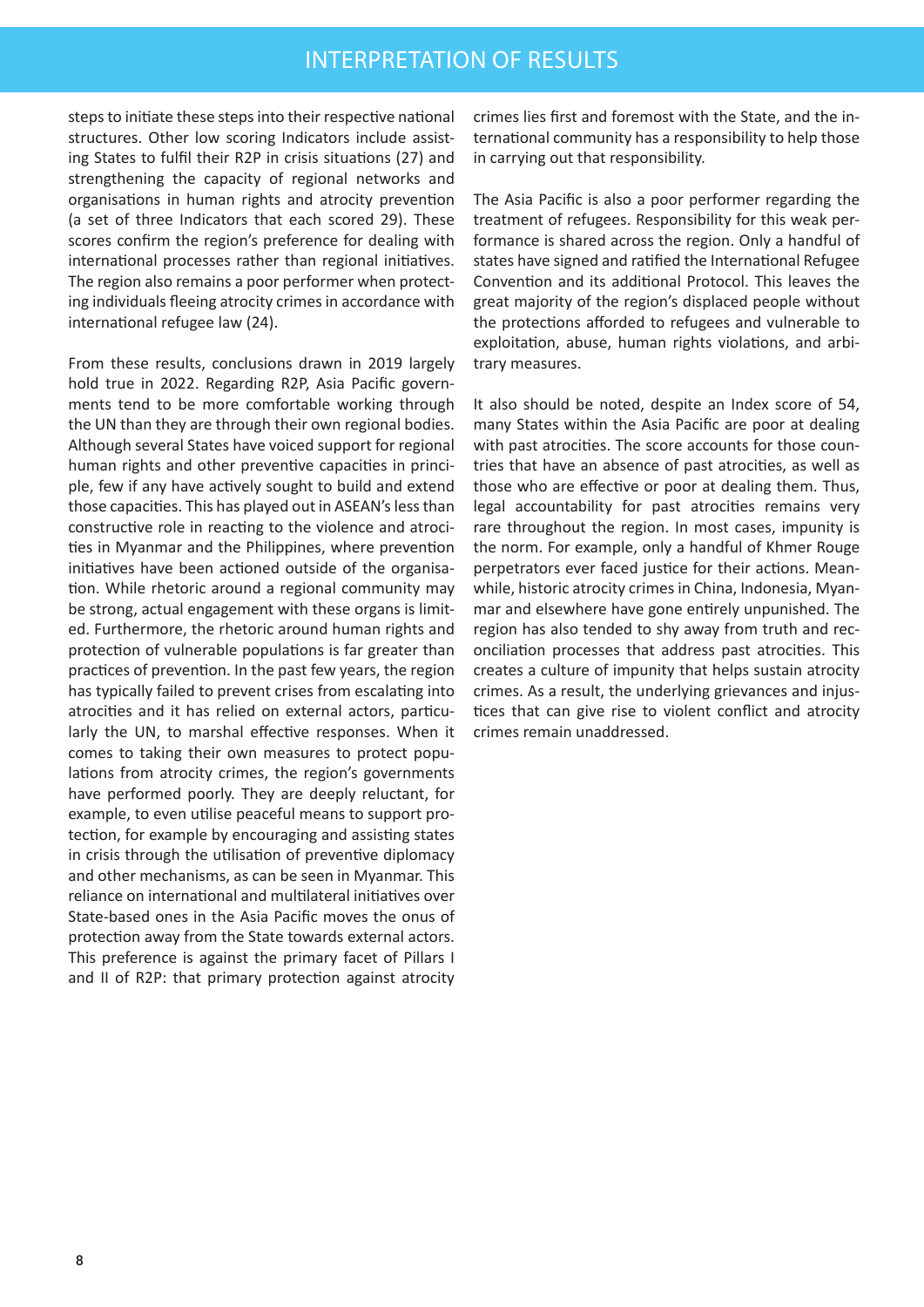steps to initiate these steps into their respective national structures. Other low scoring Indicators include assisting States to fulfil their R2P in crisis situations (27) and strengthening the capacity of regional networks and organisations in human rights and atrocity prevention (a set of three Indicators that each scored 29). These scores confirm the region's preference for dealing with international processes rather than regional initiatives. The region also remains a poor performer when protecting individuals fleeing atrocity crimes in accordance with international refugee law (24).

From these results, conclusions drawn in 2019 largely hold true in 2022. Regarding R2P, Asia Pacific governments tend to be more comfortable working through the UN than they are through their own regional bodies. Although several States have voiced support for regional human rights and other preventive capacities in principle, few if any have actively sought to build and extend those capacities. This has played out in ASEAN's less than constructive role in reacting to the violence and atrocities in Myanmar and the Philippines, where prevention initiatives have been actioned outside of the organisation. While rhetoric around a regional community may be strong, actual engagement with these organs is limited. Furthermore, the rhetoric around human rights and protection of vulnerable populations is far greater than practices of prevention. In the past few years, the region has typically failed to prevent crises from escalating into atrocities and it has relied on external actors, particularly the UN, to marshal effective responses. When it comes to taking their own measures to protect populations from atrocity crimes, the region's governments have performed poorly. They are deeply reluctant, for example, to even utilise peaceful means to support protection, for example by encouraging and assisting states in crisis through the utilisation of preventive diplomacy and other mechanisms, as can be seen in Myanmar. This reliance on international and multilateral initiatives over State-based ones in the Asia Pacific moves the onus of protection away from the State towards external actors. This preference is against the primary facet of Pillars I and II of R2P: that primary protection against atrocity crimes lies first and foremost with the State, and the international community has a responsibility to help those in carrying out that responsibility.

The Asia Pacific is also a poor performer regarding the treatment of refugees. Responsibility for this weak performance is shared across the region. Only a handful of states have signed and ratified the International Refugee Convention and its additional Protocol. This leaves the great majority of the region's displaced people without the protections afforded to refugees and vulnerable to exploitation, abuse, human rights violations, and arbitrary measures.

It also should be noted, despite an Index score of 54, many States within the Asia Pacific are poor at dealing with past atrocities. The score accounts for those countries that have an absence of past atrocities, as well as those who are effective or poor at dealing them. Thus, legal accountability for past atrocities remains very rare throughout the region. In most cases, impunity is the norm. For example, only a handful of Khmer Rouge perpetrators ever faced justice for their actions. Meanwhile, historic atrocity crimes in China, Indonesia, Myanmar and elsewhere have gone entirely unpunished. The region has also tended to shy away from truth and reconciliation processes that address past atrocities. This creates a culture of impunity that helps sustain atrocity crimes. As a result, the underlying grievances and injustices that can give rise to violent conflict and atrocity crimes remain unaddressed.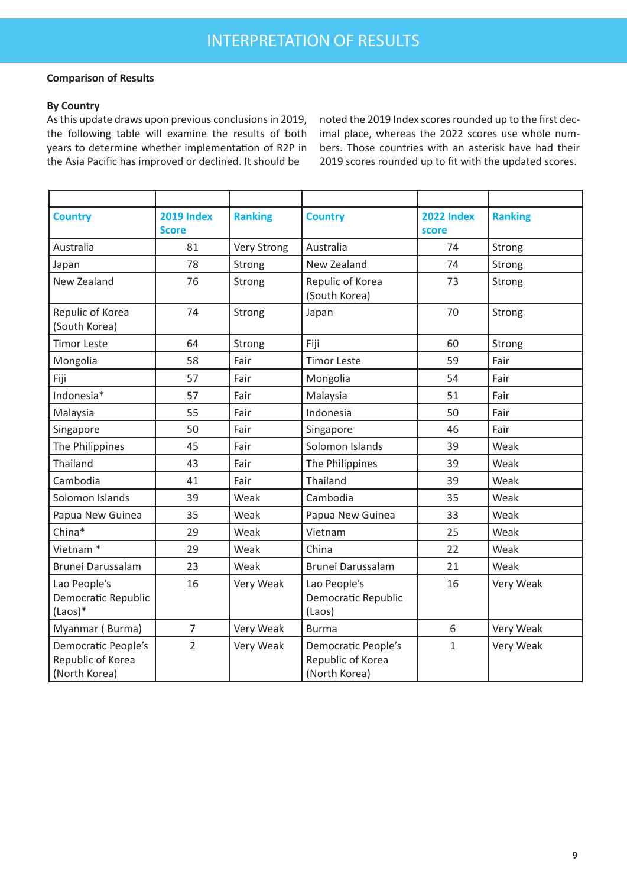## INTERPRETATION OF RESULTS

**Comparison of Results**

**By Country**

As this update draws upon previous conclusions in 2019, the following table will examine the results of both years to determine whether implementation of R2P in the Asia Pacific has improved or declined. It should be noted the 2019 Index scores rounded up to the first decimal place, whereas the 2022 scores use whole numbers. Those countries with an asterisk have had their 2019 scores rounded up to fit with the updated scores.

| Country | 2019 Index Score | Ranking | Country | 2022 Index score | Ranking |
|---|---|---|---|---|---|
| Australia | 81 | Very Strong | Australia | 74 | Strong |
| Japan | 78 | Strong | New Zealand | 74 | Strong |
| New Zealand | 76 | Strong | Repulic of Korea (South Korea) | 73 | Strong |
| Repulic of Korea (South Korea) | 74 | Strong | Japan | 70 | Strong |
| Timor Leste | 64 | Strong | Fiji | 60 | Strong |
| Mongolia | 58 | Fair | Timor Leste | 59 | Fair |
| Fiji | 57 | Fair | Mongolia | 54 | Fair |
| Indonesia* | 57 | Fair | Malaysia | 51 | Fair |
| Malaysia | 55 | Fair | Indonesia | 50 | Fair |
| Singapore | 50 | Fair | Singapore | 46 | Fair |
| The Philippines | 45 | Fair | Solomon Islands | 39 | Weak |
| Thailand | 43 | Fair | The Philippines | 39 | Weak |
| Cambodia | 41 | Fair | Thailand | 39 | Weak |
| Solomon Islands | 39 | Weak | Cambodia | 35 | Weak |
| Papua New Guinea | 35 | Weak | Papua New Guinea | 33 | Weak |
| China* | 29 | Weak | Vietnam | 25 | Weak |
| Vietnam * | 29 | Weak | China | 22 | Weak |
| Brunei Darussalam | 23 | Weak | Brunei Darussalam | 21 | Weak |
| Lao People's Democratic Republic (Laos)* | 16 | Very Weak | Lao People's Democratic Republic (Laos) | 16 | Very Weak |
| Myanmar ( Burma) | 7 | Very Weak | Burma | 6 | Very Weak |
| Democratic People's Republic of Korea (North Korea) | 2 | Very Weak | Democratic People's Republic of Korea (North Korea) | 1 | Very Weak |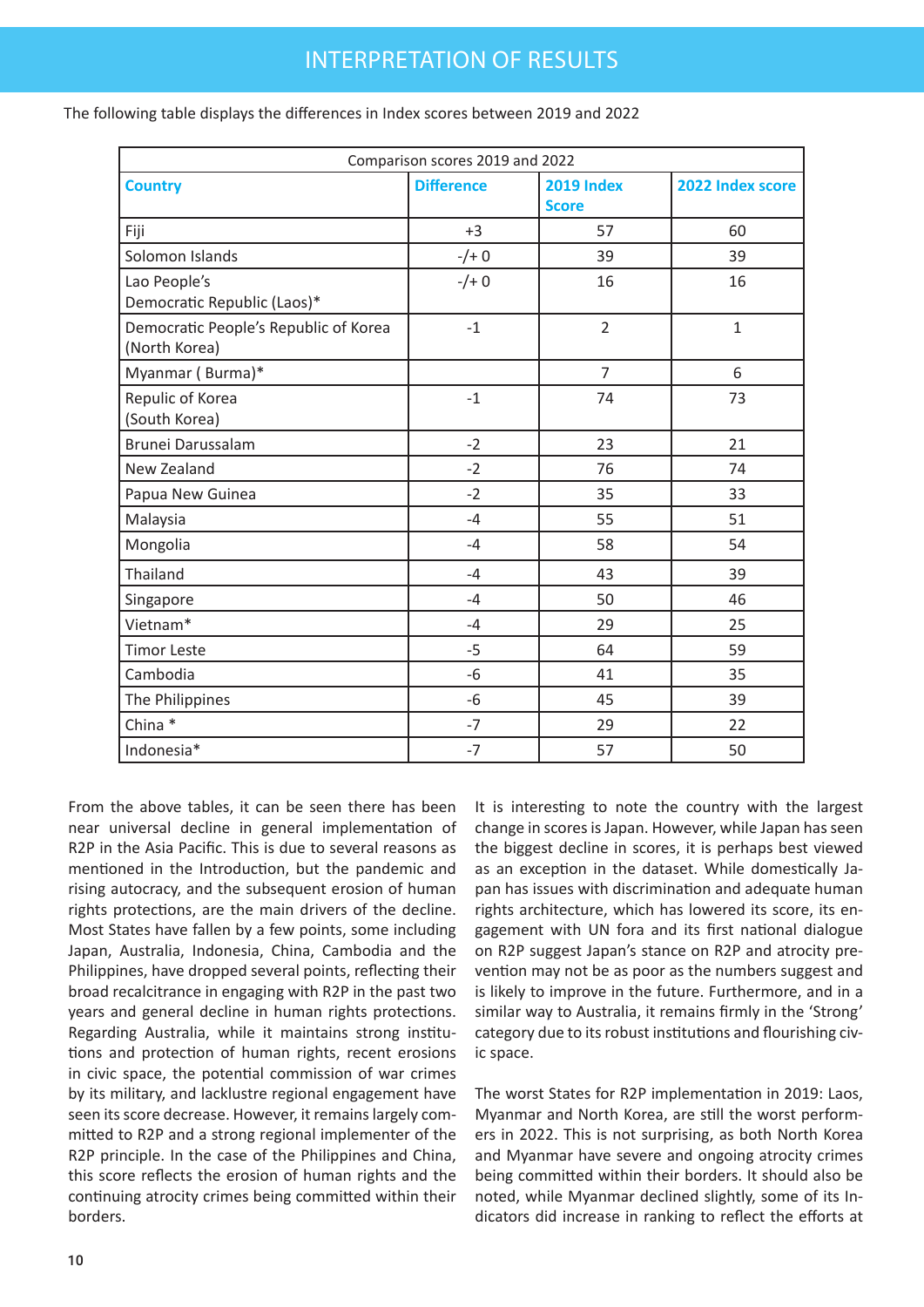# INTERPRETATION OF RESULTS

The following table displays the differences in Index scores between 2019 and 2022

| Comparison scores 2019 and 2022 | | | |
|---|---|---|---|
| **Country** | **Difference** | **2019 Index Score** | **2022 Index score** |
| Fiji | +3 | 57 | 60 |
| Solomon Islands | -/+ 0 | 39 | 39 |
| Lao People's Democratic Republic (Laos)* | -/+ 0 | 16 | 16 |
| Democratic People's Republic of Korea (North Korea) | -1 | 2 | 1 |
| Myanmar ( Burma)* | | 7 | 6 |
| Repulic of Korea (South Korea) | -1 | 74 | 73 |
| Brunei Darussalam | -2 | 23 | 21 |
| New Zealand | -2 | 76 | 74 |
| Papua New Guinea | -2 | 35 | 33 |
| Malaysia | -4 | 55 | 51 |
| Mongolia | -4 | 58 | 54 |
| Thailand | -4 | 43 | 39 |
| Singapore | -4 | 50 | 46 |
| Vietnam* | -4 | 29 | 25 |
| Timor Leste | -5 | 64 | 59 |
| Cambodia | -6 | 41 | 35 |
| The Philippines | -6 | 45 | 39 |
| China * | -7 | 29 | 22 |
| Indonesia* | -7 | 57 | 50 |

From the above tables, it can be seen there has been near universal decline in general implementation of R2P in the Asia Pacific. This is due to several reasons as mentioned in the Introduction, but the pandemic and rising autocracy, and the subsequent erosion of human rights protections, are the main drivers of the decline. Most States have fallen by a few points, some including Japan, Australia, Indonesia, China, Cambodia and the Philippines, have dropped several points, reflecting their broad recalcitrance in engaging with R2P in the past two years and general decline in human rights protections. Regarding Australia, while it maintains strong institutions and protection of human rights, recent erosions in civic space, the potential commission of war crimes by its military, and lacklustre regional engagement have seen its score decrease. However, it remains largely committed to R2P and a strong regional implementer of the R2P principle. In the case of the Philippines and China, this score reflects the erosion of human rights and the continuing atrocity crimes being committed within their borders.

It is interesting to note the country with the largest change in scores is Japan. However, while Japan has seen the biggest decline in scores, it is perhaps best viewed as an exception in the dataset. While domestically Japan has issues with discrimination and adequate human rights architecture, which has lowered its score, its engagement with UN fora and its first national dialogue on R2P suggest Japan's stance on R2P and atrocity prevention may not be as poor as the numbers suggest and is likely to improve in the future. Furthermore, and in a similar way to Australia, it remains firmly in the 'Strong' category due to its robust institutions and flourishing civic space.

The worst States for R2P implementation in 2019: Laos, Myanmar and North Korea, are still the worst performers in 2022. This is not surprising, as both North Korea and Myanmar have severe and ongoing atrocity crimes being committed within their borders. It should also be noted, while Myanmar declined slightly, some of its Indicators did increase in ranking to reflect the efforts at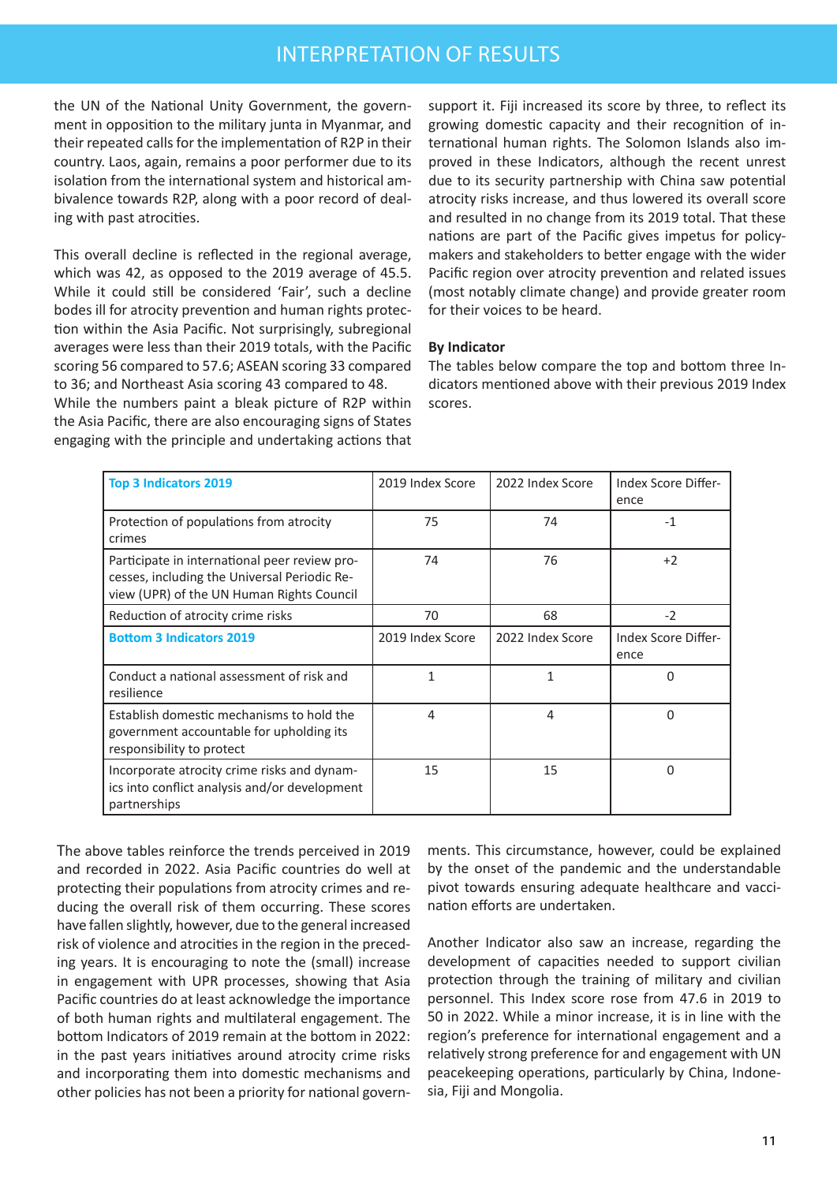the UN of the National Unity Government, the government in opposition to the military junta in Myanmar, and their repeated calls for the implementation of R2P in their country. Laos, again, remains a poor performer due to its isolation from the international system and historical ambivalence towards R2P, along with a poor record of dealing with past atrocities.

This overall decline is reflected in the regional average, which was 42, as opposed to the 2019 average of 45.5. While it could still be considered 'Fair', such a decline bodes ill for atrocity prevention and human rights protection within the Asia Pacific. Not surprisingly, subregional averages were less than their 2019 totals, with the Pacific scoring 56 compared to 57.6; ASEAN scoring 33 compared to 36; and Northeast Asia scoring 43 compared to 48.
While the numbers paint a bleak picture of R2P within the Asia Pacific, there are also encouraging signs of States engaging with the principle and undertaking actions that support it. Fiji increased its score by three, to reflect its growing domestic capacity and their recognition of international human rights. The Solomon Islands also improved in these Indicators, although the recent unrest due to its security partnership with China saw potential atrocity risks increase, and thus lowered its overall score and resulted in no change from its 2019 total. That these nations are part of the Pacific gives impetus for policymakers and stakeholders to better engage with the wider Pacific region over atrocity prevention and related issues (most notably climate change) and provide greater room for their voices to be heard.

**By Indicator**

The tables below compare the top and bottom three Indicators mentioned above with their previous 2019 Index scores.

| **Top 3 Indicators 2019** | 2019 Index Score | 2022 Index Score | Index Score Difference |
|---|---|---|---|
| Protection of populations from atrocity crimes | 75 | 74 | -1 |
| Participate in international peer review processes, including the Universal Periodic Review (UPR) of the UN Human Rights Council | 74 | 76 | +2 |
| Reduction of atrocity crime risks | 70 | 68 | -2 |
| **Bottom 3 Indicators 2019** | 2019 Index Score | 2022 Index Score | Index Score Difference |
| Conduct a national assessment of risk and resilience | 1 | 1 | 0 |
| Establish domestic mechanisms to hold the government accountable for upholding its responsibility to protect | 4 | 4 | 0 |
| Incorporate atrocity crime risks and dynamics into conflict analysis and/or development partnerships | 15 | 15 | 0 |

The above tables reinforce the trends perceived in 2019 and recorded in 2022. Asia Pacific countries do well at protecting their populations from atrocity crimes and reducing the overall risk of them occurring. These scores have fallen slightly, however, due to the general increased risk of violence and atrocities in the region in the preceding years. It is encouraging to note the (small) increase in engagement with UPR processes, showing that Asia Pacific countries do at least acknowledge the importance of both human rights and multilateral engagement. The bottom Indicators of 2019 remain at the bottom in 2022: in the past years initiatives around atrocity crime risks and incorporating them into domestic mechanisms and other policies has not been a priority for national governments. This circumstance, however, could be explained by the onset of the pandemic and the understandable pivot towards ensuring adequate healthcare and vaccination efforts are undertaken.

Another Indicator also saw an increase, regarding the development of capacities needed to support civilian protection through the training of military and civilian personnel. This Index score rose from 47.6 in 2019 to 50 in 2022. While a minor increase, it is in line with the region's preference for international engagement and a relatively strong preference for and engagement with UN peacekeeping operations, particularly by China, Indonesia, Fiji and Mongolia.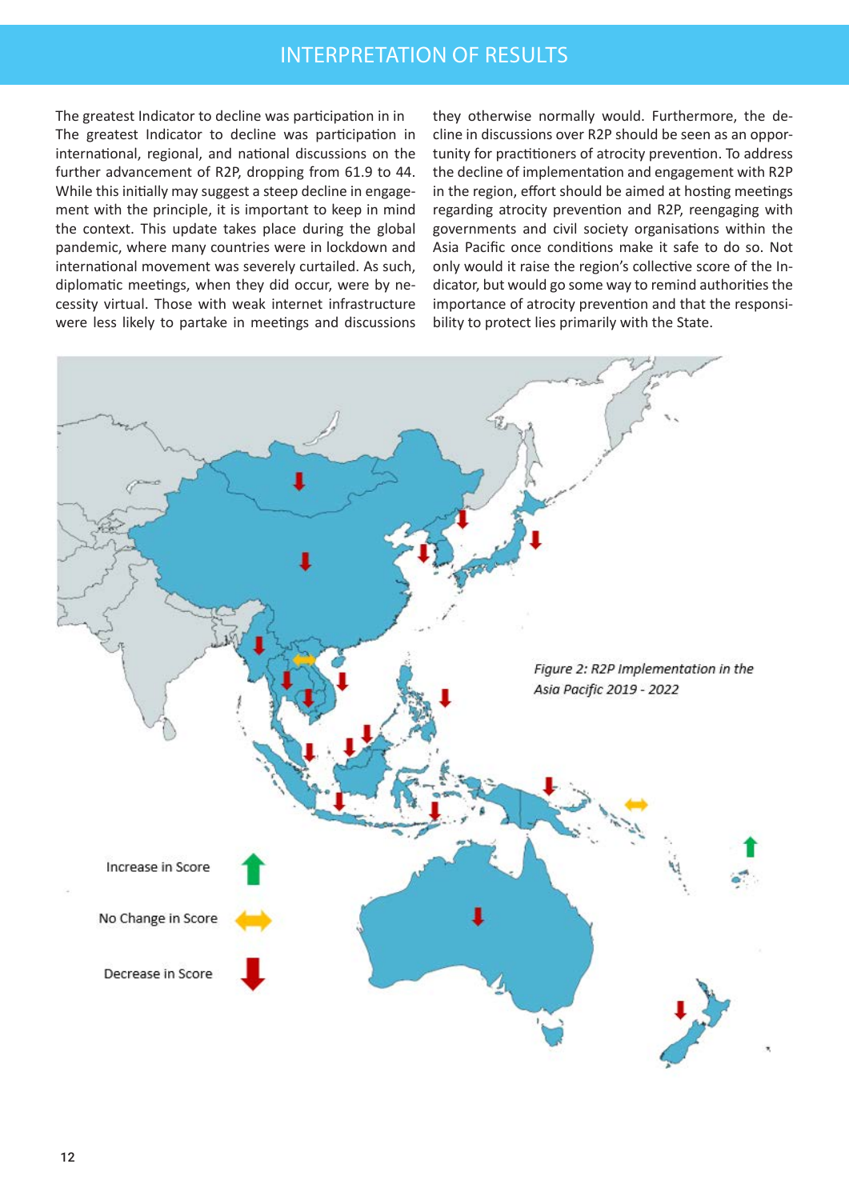The greatest Indicator to decline was participation in in

The greatest Indicator to decline was participation in international, regional, and national discussions on the further advancement of R2P, dropping from 61.9 to 44. While this initially may suggest a steep decline in engagement with the principle, it is important to keep in mind the context. This update takes place during the global pandemic, where many countries were in lockdown and international movement was severely curtailed. As such, diplomatic meetings, when they did occur, were by necessity virtual. Those with weak internet infrastructure were less likely to partake in meetings and discussions they otherwise normally would. Furthermore, the decline in discussions over R2P should be seen as an opportunity for practitioners of atrocity prevention. To address the decline of implementation and engagement with R2P in the region, effort should be aimed at hosting meetings regarding atrocity prevention and R2P, reengaging with governments and civil society organisations within the Asia Pacific once conditions make it safe to do so. Not only would it raise the region's collective score of the Indicator, but would go some way to remind authorities the importance of atrocity prevention and that the responsibility to protect lies primarily with the State.

*Figure 2: R2P Implementation in the Asia Pacific 2019 - 2022*

Increase in Score

No Change in Score

Decrease in Score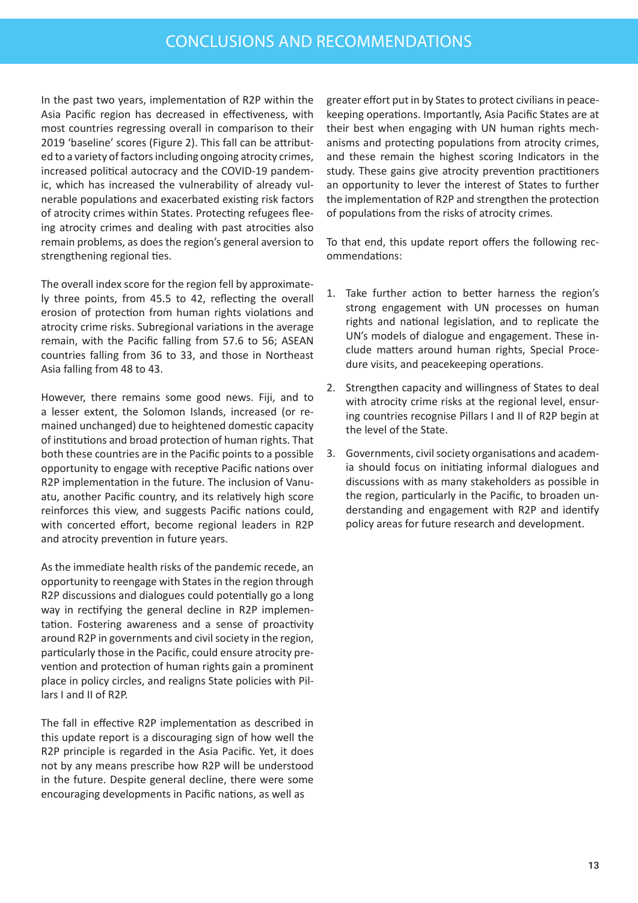# CONCLUSIONS AND RECOMMENDATIONS

In the past two years, implementation of R2P within the Asia Pacific region has decreased in effectiveness, with most countries regressing overall in comparison to their 2019 'baseline' scores (Figure 2). This fall can be attributed to a variety of factors including ongoing atrocity crimes, increased political autocracy and the COVID-19 pandemic, which has increased the vulnerability of already vulnerable populations and exacerbated existing risk factors of atrocity crimes within States. Protecting refugees fleeing atrocity crimes and dealing with past atrocities also remain problems, as does the region's general aversion to strengthening regional ties.

The overall index score for the region fell by approximately three points, from 45.5 to 42, reflecting the overall erosion of protection from human rights violations and atrocity crime risks. Subregional variations in the average remain, with the Pacific falling from 57.6 to 56; ASEAN countries falling from 36 to 33, and those in Northeast Asia falling from 48 to 43.

However, there remains some good news. Fiji, and to a lesser extent, the Solomon Islands, increased (or remained unchanged) due to heightened domestic capacity of institutions and broad protection of human rights. That both these countries are in the Pacific points to a possible opportunity to engage with receptive Pacific nations over R2P implementation in the future. The inclusion of Vanuatu, another Pacific country, and its relatively high score reinforces this view, and suggests Pacific nations could, with concerted effort, become regional leaders in R2P and atrocity prevention in future years.

As the immediate health risks of the pandemic recede, an opportunity to reengage with States in the region through R2P discussions and dialogues could potentially go a long way in rectifying the general decline in R2P implementation. Fostering awareness and a sense of proactivity around R2P in governments and civil society in the region, particularly those in the Pacific, could ensure atrocity prevention and protection of human rights gain a prominent place in policy circles, and realigns State policies with Pillars I and II of R2P.

The fall in effective R2P implementation as described in this update report is a discouraging sign of how well the R2P principle is regarded in the Asia Pacific. Yet, it does not by any means prescribe how R2P will be understood in the future. Despite general decline, there were some encouraging developments in Pacific nations, as well as greater effort put in by States to protect civilians in peacekeeping operations. Importantly, Asia Pacific States are at their best when engaging with UN human rights mechanisms and protecting populations from atrocity crimes, and these remain the highest scoring Indicators in the study. These gains give atrocity prevention practitioners an opportunity to lever the interest of States to further the implementation of R2P and strengthen the protection of populations from the risks of atrocity crimes.

To that end, this update report offers the following recommendations:

1. Take further action to better harness the region's strong engagement with UN processes on human rights and national legislation, and to replicate the UN's models of dialogue and engagement. These include matters around human rights, Special Procedure visits, and peacekeeping operations.
2. Strengthen capacity and willingness of States to deal with atrocity crime risks at the regional level, ensuring countries recognise Pillars I and II of R2P begin at the level of the State.
3. Governments, civil society organisations and academia should focus on initiating informal dialogues and discussions with as many stakeholders as possible in the region, particularly in the Pacific, to broaden understanding and engagement with R2P and identify policy areas for future research and development.